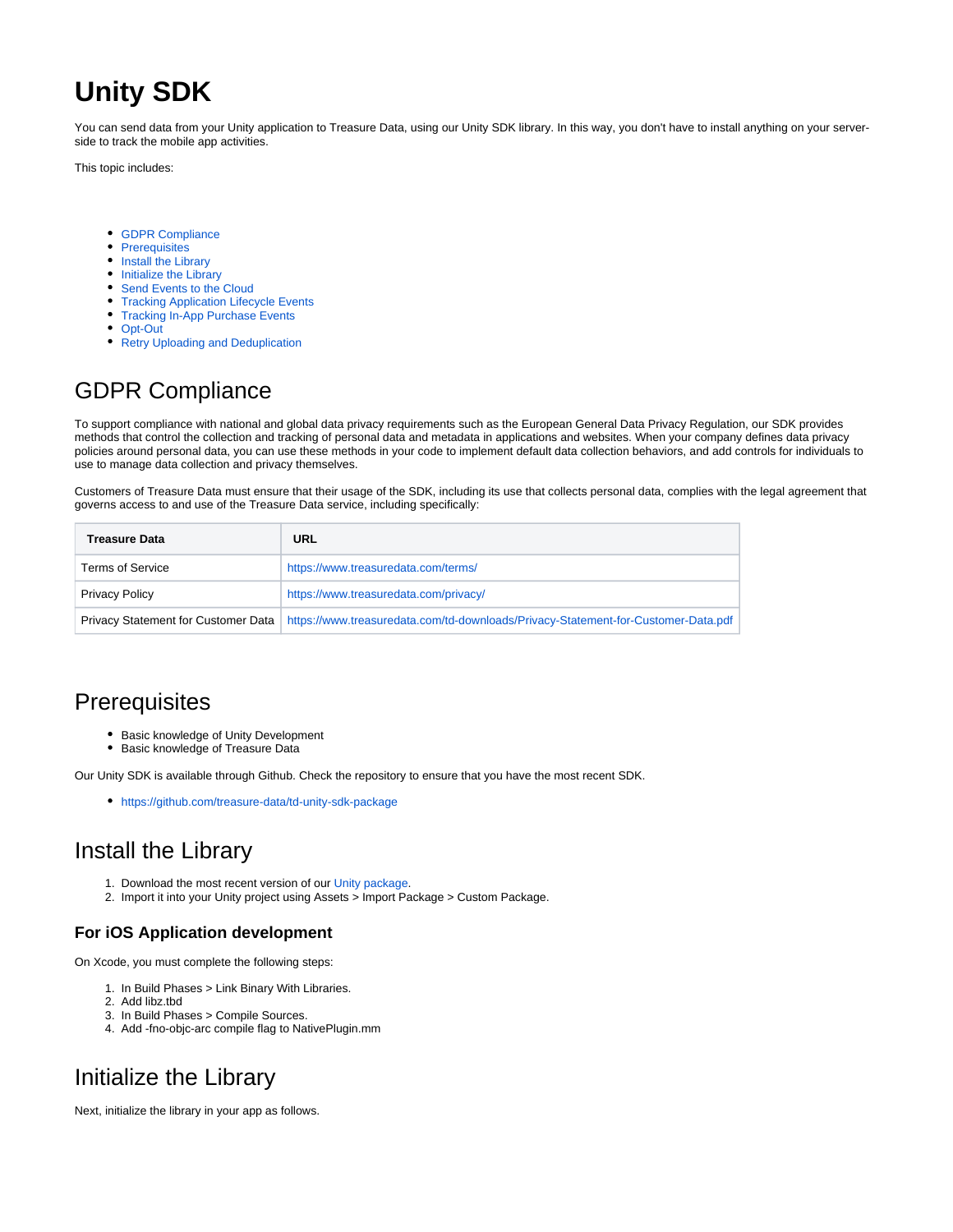# Unity SDK

You can send data from your Unity application to Treasure Data, using our Unity SDK library. In this way, you don't have to install anything on your server-side to track the mobile app activities.

This topic includes:

- GDPR Compliance
- Prerequisites
- Install the Library
- Initialize the Library
- Send Events to the Cloud
- Tracking Application Lifecycle Events
- Tracking In-App Purchase Events
- Opt-Out
- Retry Uploading and Deduplication

## GDPR Compliance

To support compliance with national and global data privacy requirements such as the European General Data Privacy Regulation, our SDK provides methods that control the collection and tracking of personal data and metadata in applications and websites. When your company defines data privacy policies around personal data, you can use these methods in your code to implement default data collection behaviors, and add controls for individuals to use to manage data collection and privacy themselves.

Customers of Treasure Data must ensure that their usage of the SDK, including its use that collects personal data, complies with the legal agreement that governs access to and use of the Treasure Data service, including specifically:

| Treasure Data | URL |
| --- | --- |
| Terms of Service | https://www.treasuredata.com/terms/ |
| Privacy Policy | https://www.treasuredata.com/privacy/ |
| Privacy Statement for Customer Data | https://www.treasuredata.com/td-downloads/Privacy-Statement-for-Customer-Data.pdf |

## Prerequisites

- Basic knowledge of Unity Development
- Basic knowledge of Treasure Data

Our Unity SDK is available through Github. Check the repository to ensure that you have the most recent SDK.

- https://github.com/treasure-data/td-unity-sdk-package

## Install the Library

1. Download the most recent version of our Unity package.
2. Import it into your Unity project using Assets > Import Package > Custom Package.

### For iOS Application development

On Xcode, you must complete the following steps:

1. In Build Phases > Link Binary With Libraries.
2. Add libz.tbd
3. In Build Phases > Compile Sources.
4. Add -fno-objc-arc compile flag to NativePlugin.mm

## Initialize the Library

Next, initialize the library in your app as follows.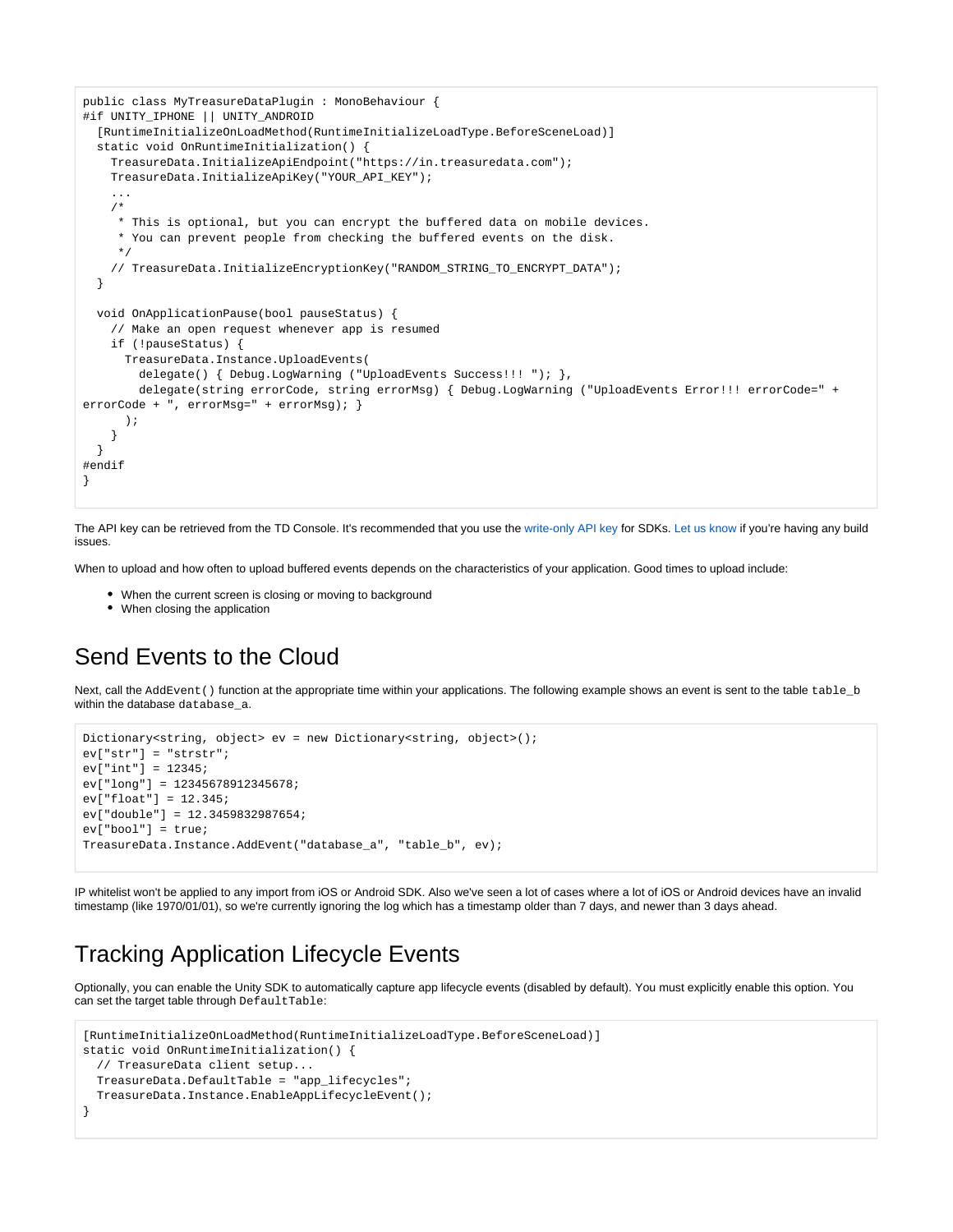```
public class MyTreasureDataPlugin : MonoBehaviour {
#if UNITY_IPHONE || UNITY_ANDROID
  [RuntimeInitializeOnLoadMethod(RuntimeInitializeLoadType.BeforeSceneLoad)]
  static void OnRuntimeInitialization() {
    TreasureData.InitializeApiEndpoint("https://in.treasuredata.com");
    TreasureData.InitializeApiKey("YOUR_API_KEY");
    ...
    /*
     * This is optional, but you can encrypt the buffered data on mobile devices.
     * You can prevent people from checking the buffered events on the disk.
     */
    // TreasureData.InitializeEncryptionKey("RANDOM_STRING_TO_ENCRYPT_DATA");
  }

  void OnApplicationPause(bool pauseStatus) {
    // Make an open request whenever app is resumed
    if (!pauseStatus) {
      TreasureData.Instance.UploadEvents(
        delegate() { Debug.LogWarning ("UploadEvents Success!!! "); },
        delegate(string errorCode, string errorMsg) { Debug.LogWarning ("UploadEvents Error!!! errorCode=" +
errorCode + ", errorMsg=" + errorMsg); }
      );
    }
  }
#endif
}
```

The API key can be retrieved from the TD Console. It's recommended that you use the write-only API key for SDKs. Let us know if you're having any build issues.

When to upload and how often to upload buffered events depends on the characteristics of your application. Good times to upload include:

- When the current screen is closing or moving to background
- When closing the application

## Send Events to the Cloud

Next, call the `AddEvent()` function at the appropriate time within your applications. The following example shows an event is sent to the table `table_b` within the database `database_a`.

```
Dictionary<string, object> ev = new Dictionary<string, object>();
ev["str"] = "strstr";
ev["int"] = 12345;
ev["long"] = 12345678912345678;
ev["float"] = 12.345;
ev["double"] = 12.3459832987654;
ev["bool"] = true;
TreasureData.Instance.AddEvent("database_a", "table_b", ev);
```

IP whitelist won't be applied to any import from iOS or Android SDK. Also we've seen a lot of cases where a lot of iOS or Android devices have an invalid timestamp (like 1970/01/01), so we're currently ignoring the log which has a timestamp older than 7 days, and newer than 3 days ahead.

## Tracking Application Lifecycle Events

Optionally, you can enable the Unity SDK to automatically capture app lifecycle events (disabled by default). You must explicitly enable this option. You can set the target table through `DefaultTable`:

```
[RuntimeInitializeOnLoadMethod(RuntimeInitializeLoadType.BeforeSceneLoad)]
static void OnRuntimeInitialization() {
  // TreasureData client setup...
  TreasureData.DefaultTable = "app_lifecycles";
  TreasureData.Instance.EnableAppLifecycleEvent();
}
```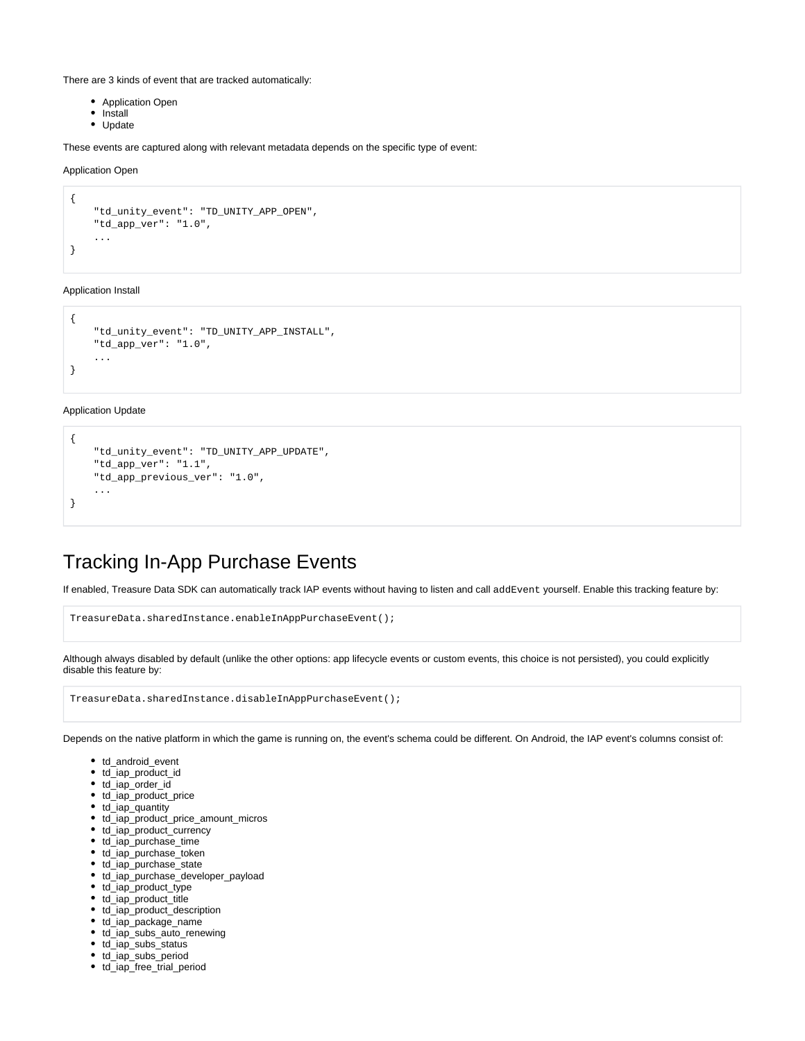There are 3 kinds of event that are tracked automatically:

- Application Open
- Install
- Update

These events are captured along with relevant metadata depends on the specific type of event:

Application Open

```
{
    "td_unity_event": "TD_UNITY_APP_OPEN",
    "td_app_ver": "1.0",
    ...
}
```

Application Install

```
{
    "td_unity_event": "TD_UNITY_APP_INSTALL",
    "td_app_ver": "1.0",
    ...
}
```

Application Update

```
{
    "td_unity_event": "TD_UNITY_APP_UPDATE",
    "td_app_ver": "1.1",
    "td_app_previous_ver": "1.0",
    ...
}
```

# Tracking In-App Purchase Events

If enabled, Treasure Data SDK can automatically track IAP events without having to listen and call `addEvent` yourself. Enable this tracking feature by:

```
TreasureData.sharedInstance.enableInAppPurchaseEvent();
```

Although always disabled by default (unlike the other options: app lifecycle events or custom events, this choice is not persisted), you could explicitly disable this feature by:

```
TreasureData.sharedInstance.disableInAppPurchaseEvent();
```

Depends on the native platform in which the game is running on, the event's schema could be different. On Android, the IAP event's columns consist of:

- td_android_event
- td_iap_product_id
- td_iap_order_id
- td_iap_product_price
- td_iap_quantity
- td_iap_product_price_amount_micros
- td_iap_product_currency
- td_iap_purchase_time
- td_iap_purchase_token
- td_iap_purchase_state
- td_iap_purchase_developer_payload
- td_iap_product_type
- td_iap_product_title
- td_iap_product_description
- td_iap_package_name
- td_iap_subs_auto_renewing
- td_iap_subs_status
- td_iap_subs_period
- td_iap_free_trial_period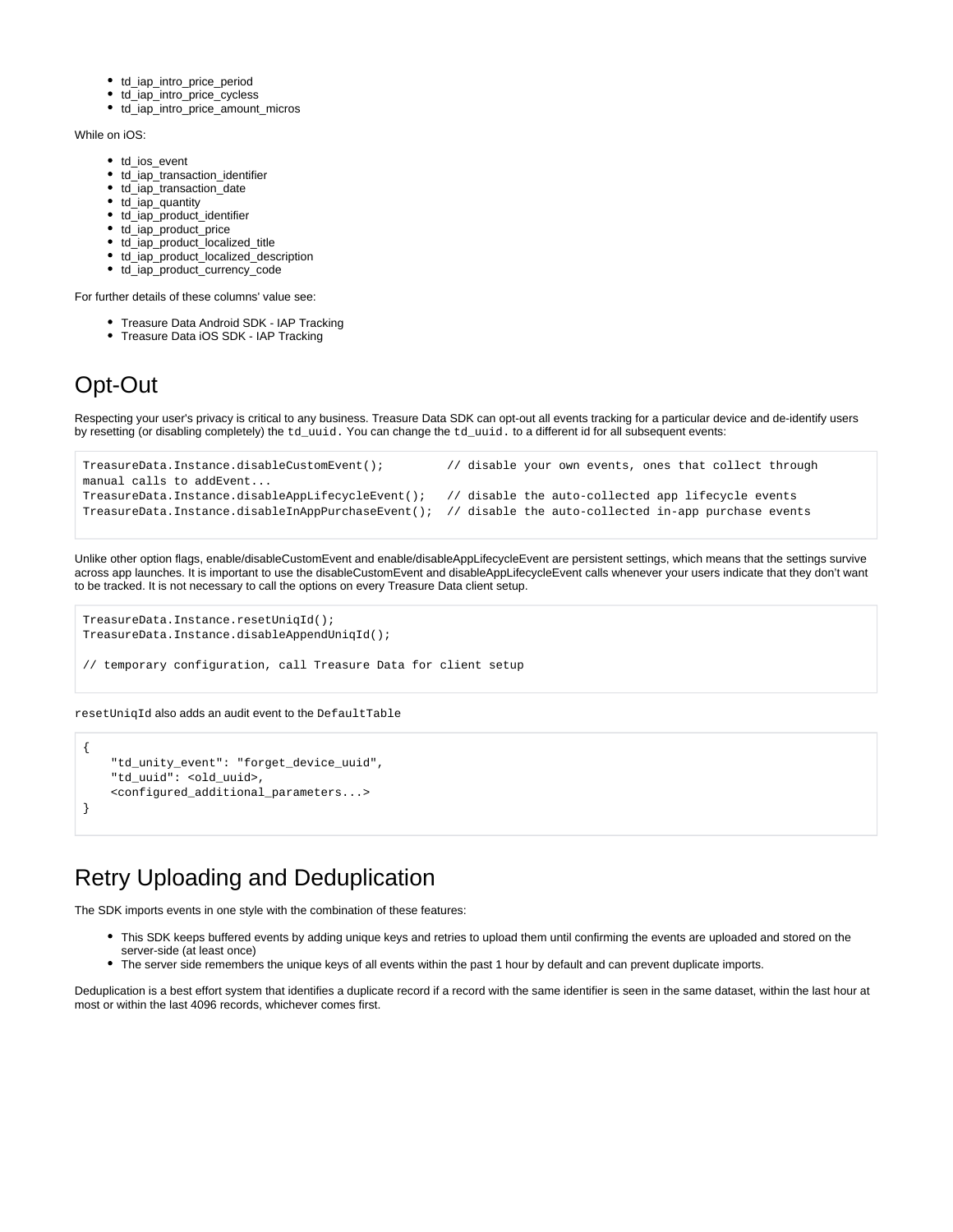- td_iap_intro_price_period
- td_iap_intro_price_cycless
- td_iap_intro_price_amount_micros

While on iOS:

- td_ios_event
- td_iap_transaction_identifier
- td_iap_transaction_date
- td_iap_quantity
- td_iap_product_identifier
- td_iap_product_price
- td_iap_product_localized_title
- td_iap_product_localized_description
- td_iap_product_currency_code

For further details of these columns' value see:

- Treasure Data Android SDK - IAP Tracking
- Treasure Data iOS SDK - IAP Tracking

# Opt-Out

Respecting your user's privacy is critical to any business. Treasure Data SDK can opt-out all events tracking for a particular device and de-identify users by resetting (or disabling completely) the `td_uuid.` You can change the `td_uuid.` to a different id for all subsequent events:

```
TreasureData.Instance.disableCustomEvent();         // disable your own events, ones that collect through manual calls to addEvent...
TreasureData.Instance.disableAppLifecycleEvent();   // disable the auto-collected app lifecycle events
TreasureData.Instance.disableInAppPurchaseEvent();  // disable the auto-collected in-app purchase events
```

Unlike other option flags, enable/disableCustomEvent and enable/disableAppLifecycleEvent are persistent settings, which means that the settings survive across app launches. It is important to use the disableCustomEvent and disableAppLifecycleEvent calls whenever your users indicate that they don't want to be tracked. It is not necessary to call the options on every Treasure Data client setup.

```
TreasureData.Instance.resetUniqId();
TreasureData.Instance.disableAppendUniqId();

// temporary configuration, call Treasure Data for client setup
```

`resetUniqId` also adds an audit event to the `DefaultTable`

```
{
    "td_unity_event": "forget_device_uuid",
    "td_uuid": <old_uuid>,
    <configured_additional_parameters...>
}
```

# Retry Uploading and Deduplication

The SDK imports events in one style with the combination of these features:

- This SDK keeps buffered events by adding unique keys and retries to upload them until confirming the events are uploaded and stored on the server-side (at least once)
- The server side remembers the unique keys of all events within the past 1 hour by default and can prevent duplicate imports.

Deduplication is a best effort system that identifies a duplicate record if a record with the same identifier is seen in the same dataset, within the last hour at most or within the last 4096 records, whichever comes first.